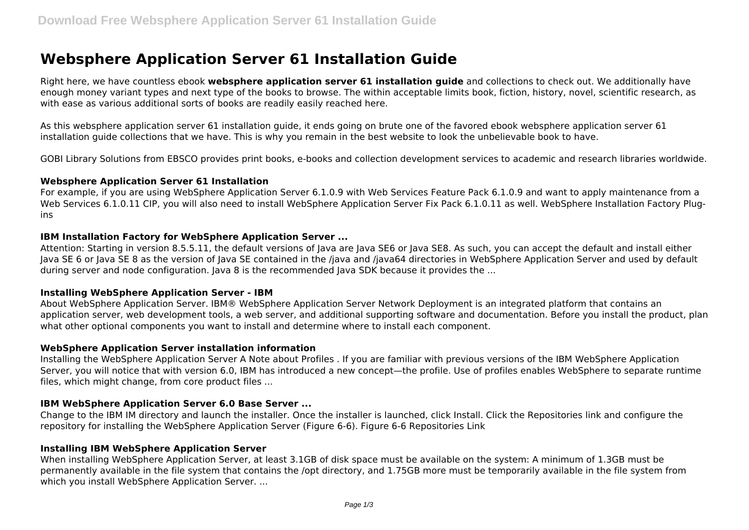# Websphere Application Server 61 Installation Guide

Right here, we have countless ebook **websphere application server 61 installation guide** and collections to check out. We additionally have enough money variant types and next type of the books to browse. The within acceptable limits book, fiction, history, novel, scientific research, as with ease as various additional sorts of books are readily easily reached here.

As this websphere application server 61 installation guide, it ends going on brute one of the favored ebook websphere application server 61 installation guide collections that we have. This is why you remain in the best website to look the unbelievable book to have.

GOBI Library Solutions from EBSCO provides print books, e-books and collection development services to academic and research libraries worldwide.

### Websphere Application Server 61 Installation

For example, if you are using WebSphere Application Server 6.1.0.9 with Web Services Feature Pack 6.1.0.9 and want to apply maintenance from a Web Services 6.1.0.11 CIP, you will also need to install WebSphere Application Server Fix Pack 6.1.0.11 as well. WebSphere Installation Factory Plug-ins

### IBM Installation Factory for WebSphere Application Server ...

Attention: Starting in version 8.5.5.11, the default versions of Java are Java SE6 or Java SE8. As such, you can accept the default and install either Java SE 6 or Java SE 8 as the version of Java SE contained in the /java and /java64 directories in WebSphere Application Server and used by default during server and node configuration. Java 8 is the recommended Java SDK because it provides the ...

### Installing WebSphere Application Server - IBM

About WebSphere Application Server. IBM® WebSphere Application Server Network Deployment is an integrated platform that contains an application server, web development tools, a web server, and additional supporting software and documentation. Before you install the product, plan what other optional components you want to install and determine where to install each component.

### WebSphere Application Server installation information

Installing the WebSphere Application Server A Note about Profiles . If you are familiar with previous versions of the IBM WebSphere Application Server, you will notice that with version 6.0, IBM has introduced a new concept—the profile. Use of profiles enables WebSphere to separate runtime files, which might change, from core product files ...

### IBM WebSphere Application Server 6.0 Base Server ...

Change to the IBM IM directory and launch the installer. Once the installer is launched, click Install. Click the Repositories link and configure the repository for installing the WebSphere Application Server (Figure 6-6). Figure 6-6 Repositories Link

### Installing IBM WebSphere Application Server

When installing WebSphere Application Server, at least 3.1GB of disk space must be available on the system: A minimum of 1.3GB must be permanently available in the file system that contains the /opt directory, and 1.75GB more must be temporarily available in the file system from which you install WebSphere Application Server. ...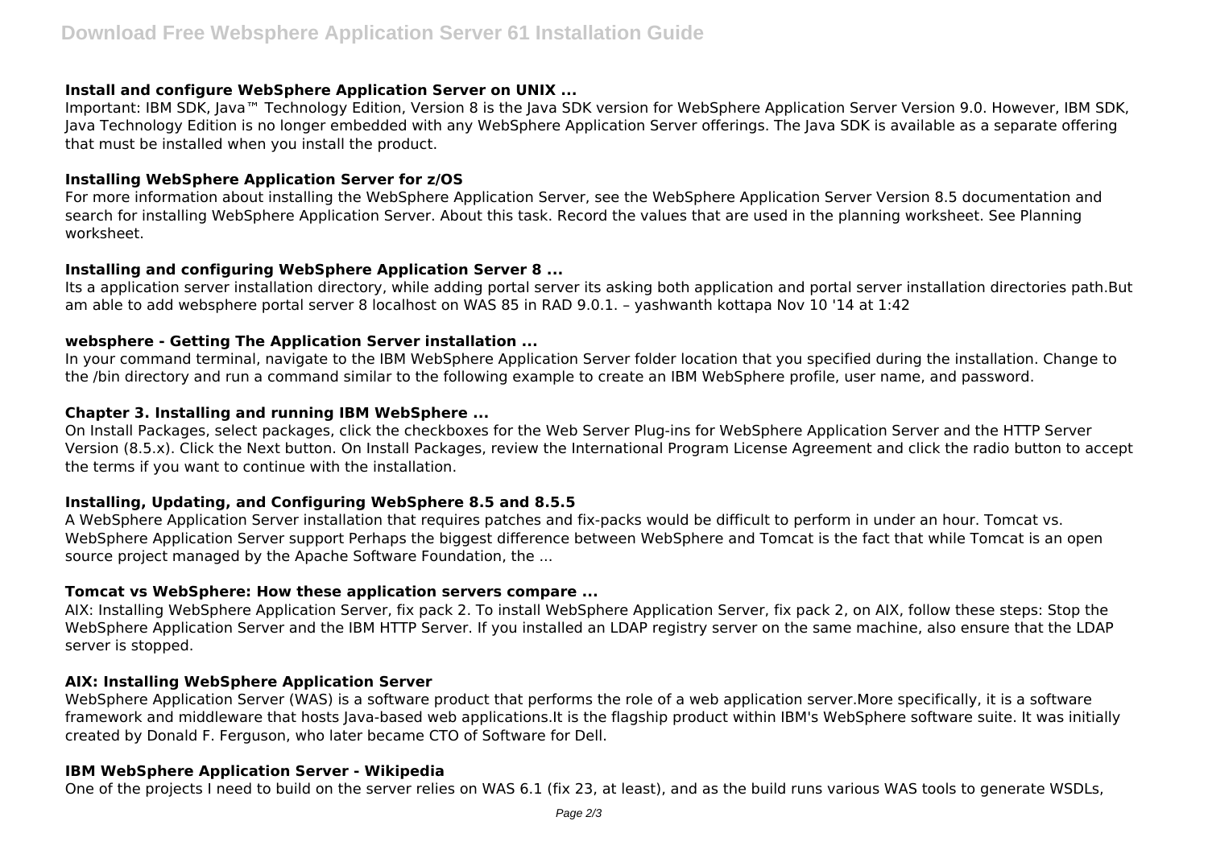### Install and configure WebSphere Application Server on UNIX ...

Important: IBM SDK, Java™ Technology Edition, Version 8 is the Java SDK version for WebSphere Application Server Version 9.0. However, IBM SDK, Java Technology Edition is no longer embedded with any WebSphere Application Server offerings. The Java SDK is available as a separate offering that must be installed when you install the product.

### Installing WebSphere Application Server for z/OS

For more information about installing the WebSphere Application Server, see the WebSphere Application Server Version 8.5 documentation and search for installing WebSphere Application Server. About this task. Record the values that are used in the planning worksheet. See Planning worksheet.

### Installing and configuring WebSphere Application Server 8 ...

Its a application server installation directory, while adding portal server its asking both application and portal server installation directories path.But am able to add websphere portal server 8 localhost on WAS 85 in RAD 9.0.1. – yashwanth kottapa Nov 10 '14 at 1:42

### websphere - Getting The Application Server installation ...

In your command terminal, navigate to the IBM WebSphere Application Server folder location that you specified during the installation. Change to the /bin directory and run a command similar to the following example to create an IBM WebSphere profile, user name, and password.

### Chapter 3. Installing and running IBM WebSphere ...

On Install Packages, select packages, click the checkboxes for the Web Server Plug-ins for WebSphere Application Server and the HTTP Server Version (8.5.x). Click the Next button. On Install Packages, review the International Program License Agreement and click the radio button to accept the terms if you want to continue with the installation.

### Installing, Updating, and Configuring WebSphere 8.5 and 8.5.5

A WebSphere Application Server installation that requires patches and fix-packs would be difficult to perform in under an hour. Tomcat vs. WebSphere Application Server support Perhaps the biggest difference between WebSphere and Tomcat is the fact that while Tomcat is an open source project managed by the Apache Software Foundation, the ...

### Tomcat vs WebSphere: How these application servers compare ...

AIX: Installing WebSphere Application Server, fix pack 2. To install WebSphere Application Server, fix pack 2, on AIX, follow these steps: Stop the WebSphere Application Server and the IBM HTTP Server. If you installed an LDAP registry server on the same machine, also ensure that the LDAP server is stopped.

### AIX: Installing WebSphere Application Server

WebSphere Application Server (WAS) is a software product that performs the role of a web application server.More specifically, it is a software framework and middleware that hosts Java-based web applications.It is the flagship product within IBM's WebSphere software suite. It was initially created by Donald F. Ferguson, who later became CTO of Software for Dell.

### IBM WebSphere Application Server - Wikipedia

One of the projects I need to build on the server relies on WAS 6.1 (fix 23, at least), and as the build runs various WAS tools to generate WSDLs,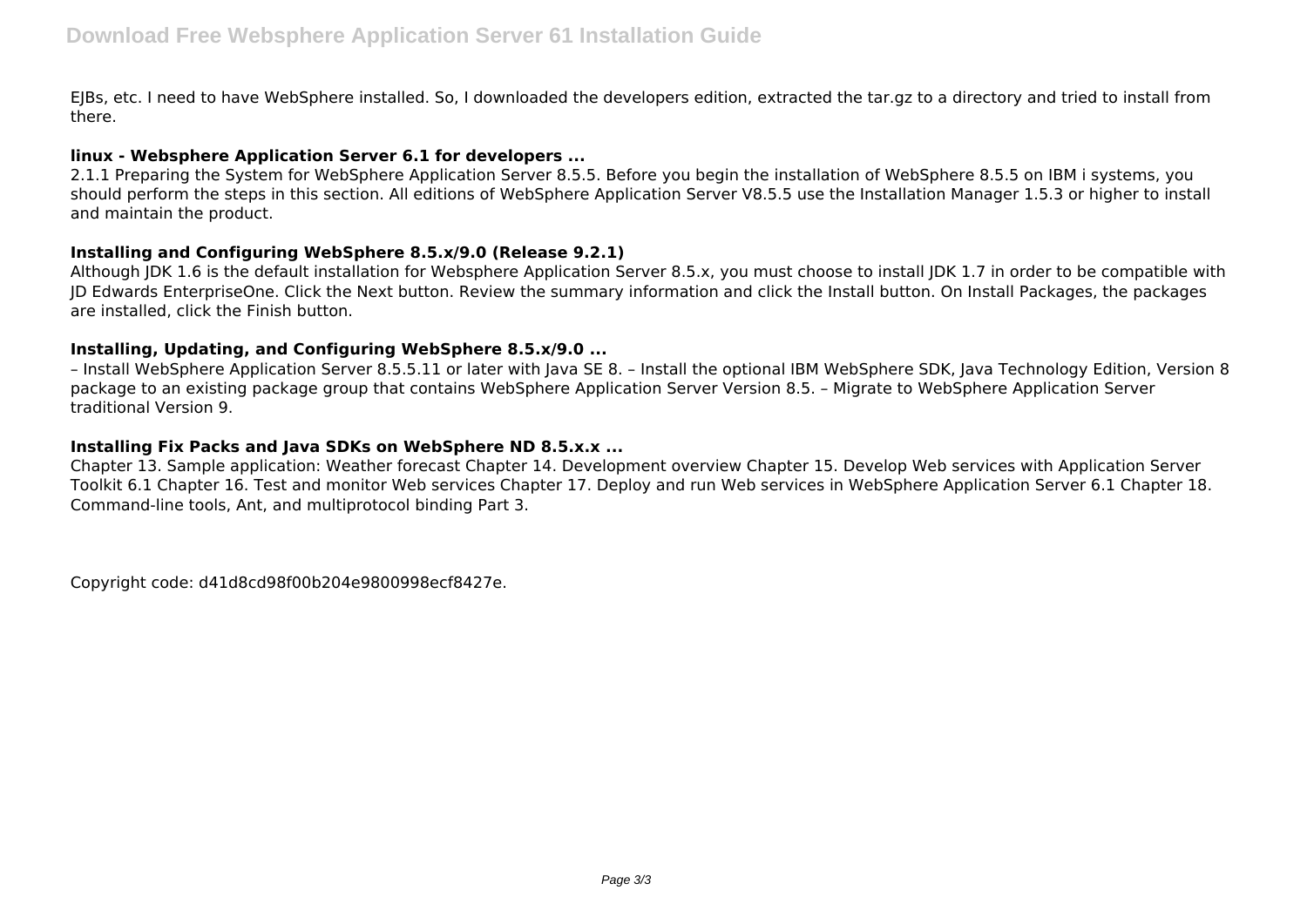EJBs, etc. I need to have WebSphere installed. So, I downloaded the developers edition, extracted the tar.gz to a directory and tried to install from there.

**linux - Websphere Application Server 6.1 for developers ...**

2.1.1 Preparing the System for WebSphere Application Server 8.5.5. Before you begin the installation of WebSphere 8.5.5 on IBM i systems, you should perform the steps in this section. All editions of WebSphere Application Server V8.5.5 use the Installation Manager 1.5.3 or higher to install and maintain the product.

**Installing and Configuring WebSphere 8.5.x/9.0 (Release 9.2.1)**

Although JDK 1.6 is the default installation for Websphere Application Server 8.5.x, you must choose to install JDK 1.7 in order to be compatible with JD Edwards EnterpriseOne. Click the Next button. Review the summary information and click the Install button. On Install Packages, the packages are installed, click the Finish button.

**Installing, Updating, and Configuring WebSphere 8.5.x/9.0 ...**

– Install WebSphere Application Server 8.5.5.11 or later with Java SE 8. – Install the optional IBM WebSphere SDK, Java Technology Edition, Version 8 package to an existing package group that contains WebSphere Application Server Version 8.5. – Migrate to WebSphere Application Server traditional Version 9.

**Installing Fix Packs and Java SDKs on WebSphere ND 8.5.x.x ...**

Chapter 13. Sample application: Weather forecast Chapter 14. Development overview Chapter 15. Develop Web services with Application Server Toolkit 6.1 Chapter 16. Test and monitor Web services Chapter 17. Deploy and run Web services in WebSphere Application Server 6.1 Chapter 18. Command-line tools, Ant, and multiprotocol binding Part 3.

Copyright code: d41d8cd98f00b204e9800998ecf8427e.